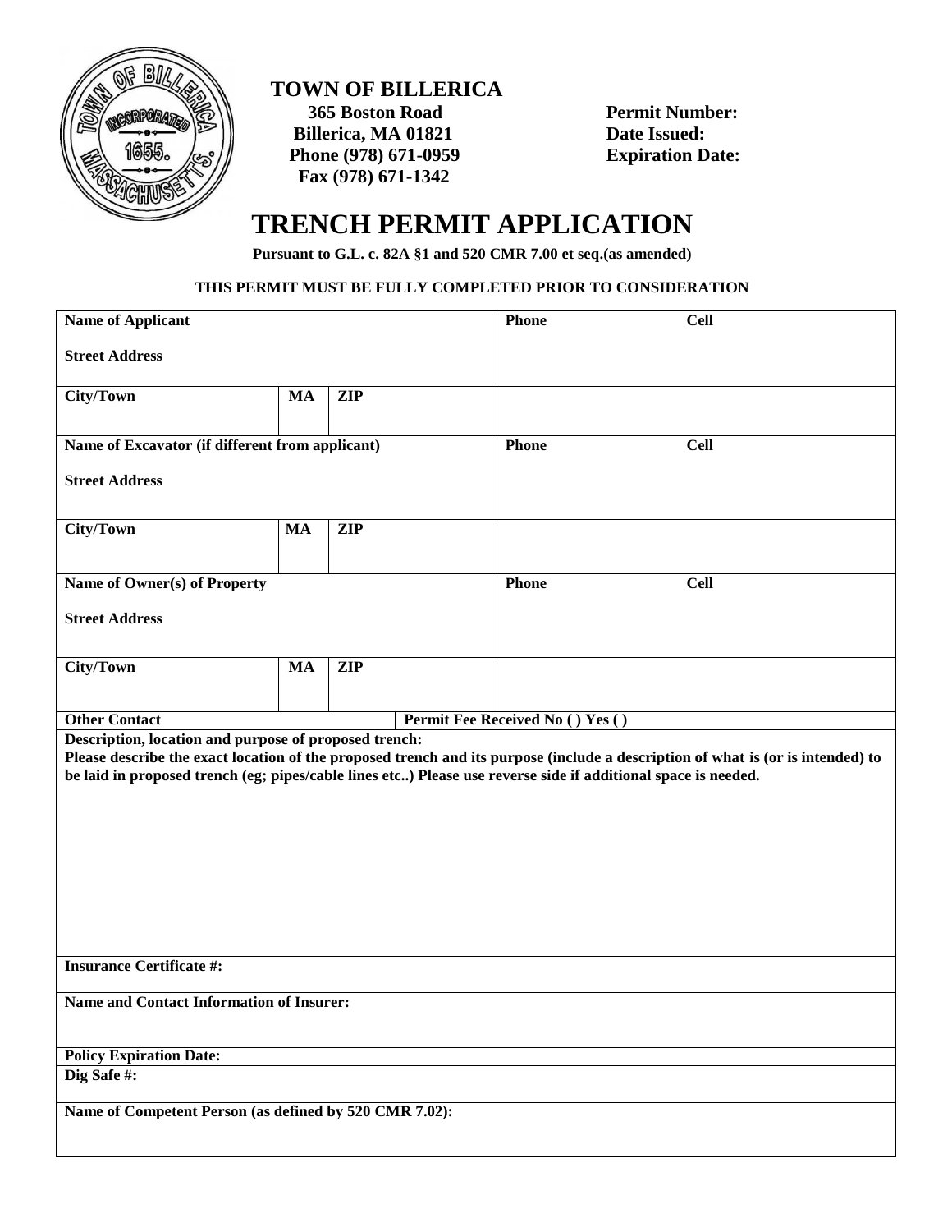**TOWN OF BILLERICA**
365 Boston Road
Billerica, MA 01821
Phone (978) 671-0959
Fax (978) 671-1342

**Permit Number:**
**Date Issued:**
**Expiration Date:**

# TRENCH PERMIT APPLICATION

**Pursuant to G.L. c. 82A §1 and 520 CMR 7.00 et seq.(as amended)**

**THIS PERMIT MUST BE FULLY COMPLETED PRIOR TO CONSIDERATION**

| | | | |
|---|---|---|---|
| **Name of Applicant**<br><br>**Street Address** | | | **Phone** **Cell** |
| **City/Town** | **MA** | **ZIP** | |
| **Name of Excavator (if different from applicant)**<br><br>**Street Address** | | | **Phone** **Cell** |
| **City/Town** | **MA** | **ZIP** | |
| **Name of Owner(s) of Property**<br><br>**Street Address** | | | **Phone** **Cell** |
| **City/Town** | **MA** | **ZIP** | |
| **Other Contact** | | **Permit Fee Received No ( ) Yes ( )** | |

**Description, location and purpose of proposed trench:**
**Please describe the exact location of the proposed trench and its purpose (include a description of what is (or is intended) to be laid in proposed trench (eg; pipes/cable lines etc..) Please use reverse side if additional space is needed.**

**Insurance Certificate #:**

**Name and Contact Information of Insurer:**

**Policy Expiration Date:**

**Dig Safe #:**

**Name of Competent Person (as defined by 520 CMR 7.02):**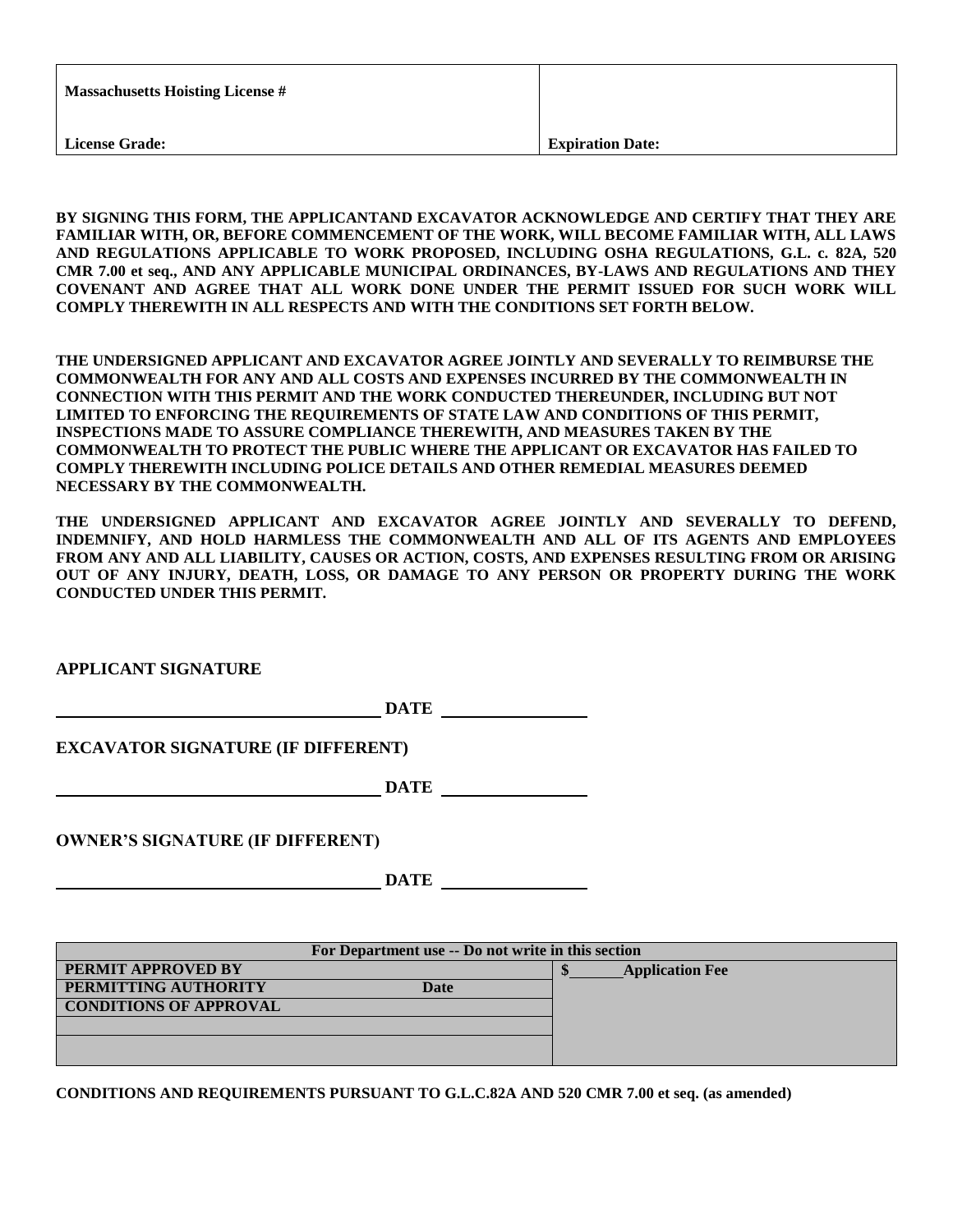| | |
|---|---|
| **Massachusetts Hoisting License #** | |
| **License Grade:** | **Expiration Date:** |

**BY SIGNING THIS FORM, THE APPLICANTAND EXCAVATOR ACKNOWLEDGE AND CERTIFY THAT THEY ARE FAMILIAR WITH, OR, BEFORE COMMENCEMENT OF THE WORK, WILL BECOME FAMILIAR WITH, ALL LAWS AND REGULATIONS APPLICABLE TO WORK PROPOSED, INCLUDING OSHA REGULATIONS, G.L. c. 82A, 520 CMR 7.00 et seq., AND ANY APPLICABLE MUNICIPAL ORDINANCES, BY-LAWS AND REGULATIONS AND THEY COVENANT AND AGREE THAT ALL WORK DONE UNDER THE PERMIT ISSUED FOR SUCH WORK WILL COMPLY THEREWITH IN ALL RESPECTS AND WITH THE CONDITIONS SET FORTH BELOW.**

**THE UNDERSIGNED APPLICANT AND EXCAVATOR AGREE JOINTLY AND SEVERALLY TO REIMBURSE THE COMMONWEALTH FOR ANY AND ALL COSTS AND EXPENSES INCURRED BY THE COMMONWEALTH IN CONNECTION WITH THIS PERMIT AND THE WORK CONDUCTED THEREUNDER, INCLUDING BUT NOT LIMITED TO ENFORCING THE REQUIREMENTS OF STATE LAW AND CONDITIONS OF THIS PERMIT, INSPECTIONS MADE TO ASSURE COMPLIANCE THEREWITH, AND MEASURES TAKEN BY THE COMMONWEALTH TO PROTECT THE PUBLIC WHERE THE APPLICANT OR EXCAVATOR HAS FAILED TO COMPLY THEREWITH INCLUDING POLICE DETAILS AND OTHER REMEDIAL MEASURES DEEMED NECESSARY BY THE COMMONWEALTH.**

**THE UNDERSIGNED APPLICANT AND EXCAVATOR AGREE JOINTLY AND SEVERALLY TO DEFEND, INDEMNIFY, AND HOLD HARMLESS THE COMMONWEALTH AND ALL OF ITS AGENTS AND EMPLOYEES FROM ANY AND ALL LIABILITY, CAUSES OR ACTION, COSTS, AND EXPENSES RESULTING FROM OR ARISING OUT OF ANY INJURY, DEATH, LOSS, OR DAMAGE TO ANY PERSON OR PROPERTY DURING THE WORK CONDUCTED UNDER THIS PERMIT.**

**APPLICANT SIGNATURE**

______________________________ **DATE** ______________

**EXCAVATOR SIGNATURE (IF DIFFERENT)**

______________________________ **DATE** ______________

**OWNER'S SIGNATURE (IF DIFFERENT)**

______________________________ **DATE** ______________

| For Department use -- Do not write in this section | | |
|---|---|---|
| **PERMIT APPROVED BY** | | **$\_\_\_\_\_\_ Application Fee** |
| **PERMITTING AUTHORITY** | **Date** | |
| **CONDITIONS OF APPROVAL** | | |
| | | |
| | | |

**CONDITIONS AND REQUIREMENTS PURSUANT TO G.L.C.82A AND 520 CMR 7.00 et seq. (as amended)**